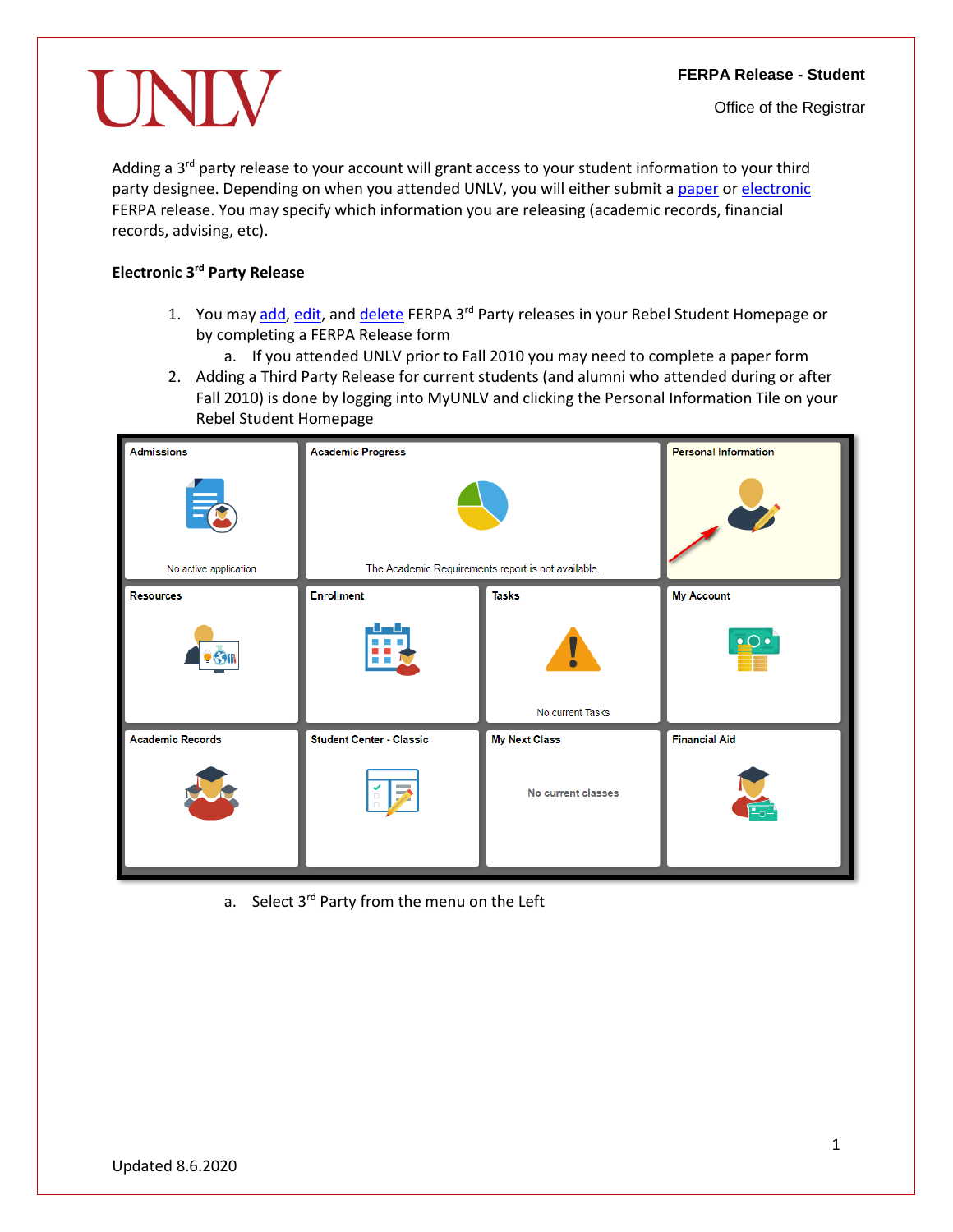**UNLV**

**FERPA Release - Student**

Office of the Registrar

Adding a 3rd party release to your account will grant access to your student information to your third party designee. Depending on when you attended UNLV, you will either submit a paper or electronic FERPA release. You may specify which information you are releasing (academic records, financial records, advising, etc).

**Electronic 3rd Party Release**

1. You may add, edit, and delete FERPA 3rd Party releases in your Rebel Student Homepage or by completing a FERPA Release form
   a. If you attended UNLV prior to Fall 2010 you may need to complete a paper form
2. Adding a Third Party Release for current students (and alumni who attended during or after Fall 2010) is done by logging into MyUNLV and clicking the Personal Information Tile on your Rebel Student Homepage
   a. Select 3rd Party from the menu on the Left

Updated 8.6.2020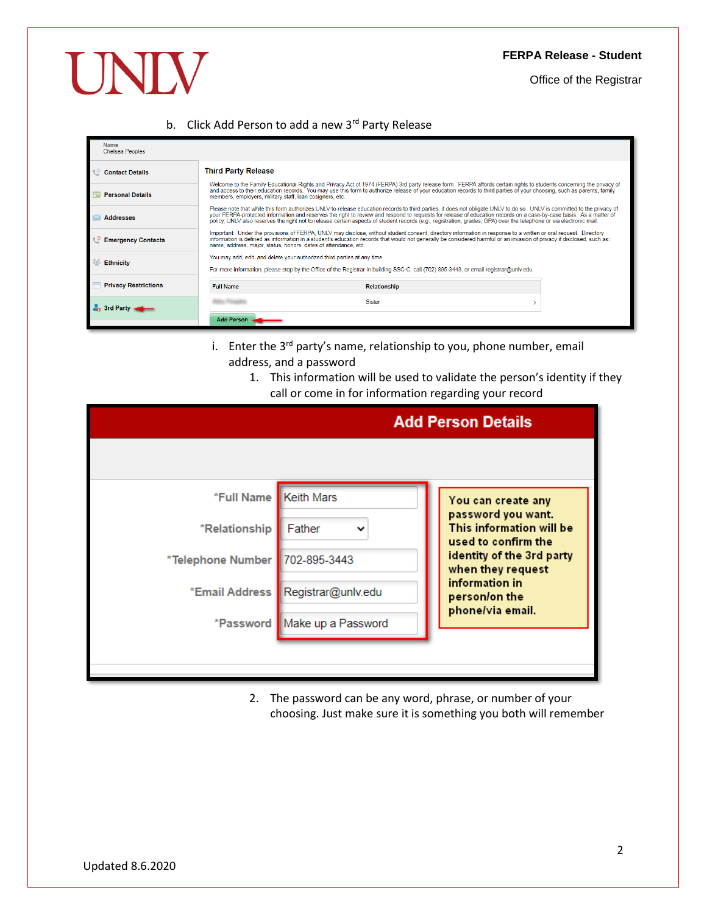b. Click Add Person to add a new 3rd Party Release

i. Enter the 3rd party's name, relationship to you, phone number, email address, and a password

1. This information will be used to validate the person's identity if they call or come in for information regarding your record

2. The password can be any word, phrase, or number of your choosing. Just make sure it is something you both will remember

Updated 8.6.2020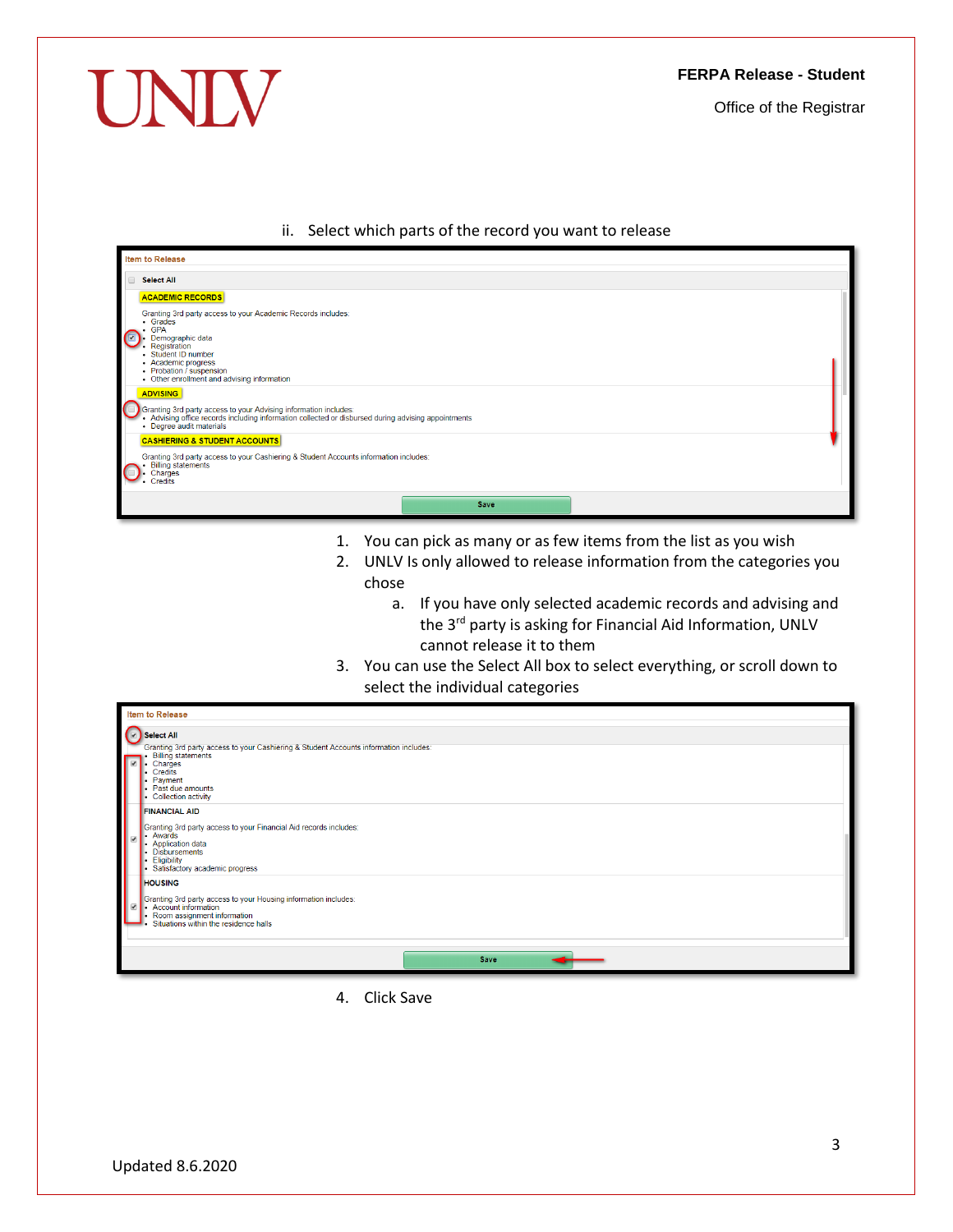ii. Select which parts of the record you want to release

Item to Release

Select All

ACADEMIC RECORDS

Granting 3rd party access to your Academic Records includes:
- Grades
- GPA
- Demographic data
- Registration
- Student ID number
- Academic progress
- Probation / suspension
- Other enrollment and advising information

ADVISING

Granting 3rd party access to your Advising information includes:
- Advising office records including information collected or disbursed during advising appointments
- Degree audit materials

CASHIERING & STUDENT ACCOUNTS

Granting 3rd party access to your Cashiering & Student Accounts information includes:
- Billing statements
- Charges
- Credits

Save

1. You can pick as many or as few items from the list as you wish
2. UNLV Is only allowed to release information from the categories you chose
   a. If you have only selected academic records and advising and the 3rd party is asking for Financial Aid Information, UNLV cannot release it to them
3. You can use the Select All box to select everything, or scroll down to select the individual categories

Item to Release

Select All

Granting 3rd party access to your Cashiering & Student Accounts information includes:
- Billing statements
- Charges
- Credits
- Payment
- Past due amounts
- Collection activity

FINANCIAL AID

Granting 3rd party access to your Financial Aid records includes:
- Awards
- Application data
- Disbursements
- Eligibility
- Satisfactory academic progress

HOUSING

Granting 3rd party access to your Housing information includes:
- Account information
- Room assignment information
- Situations within the residence halls

Save

4. Click Save

Updated 8.6.2020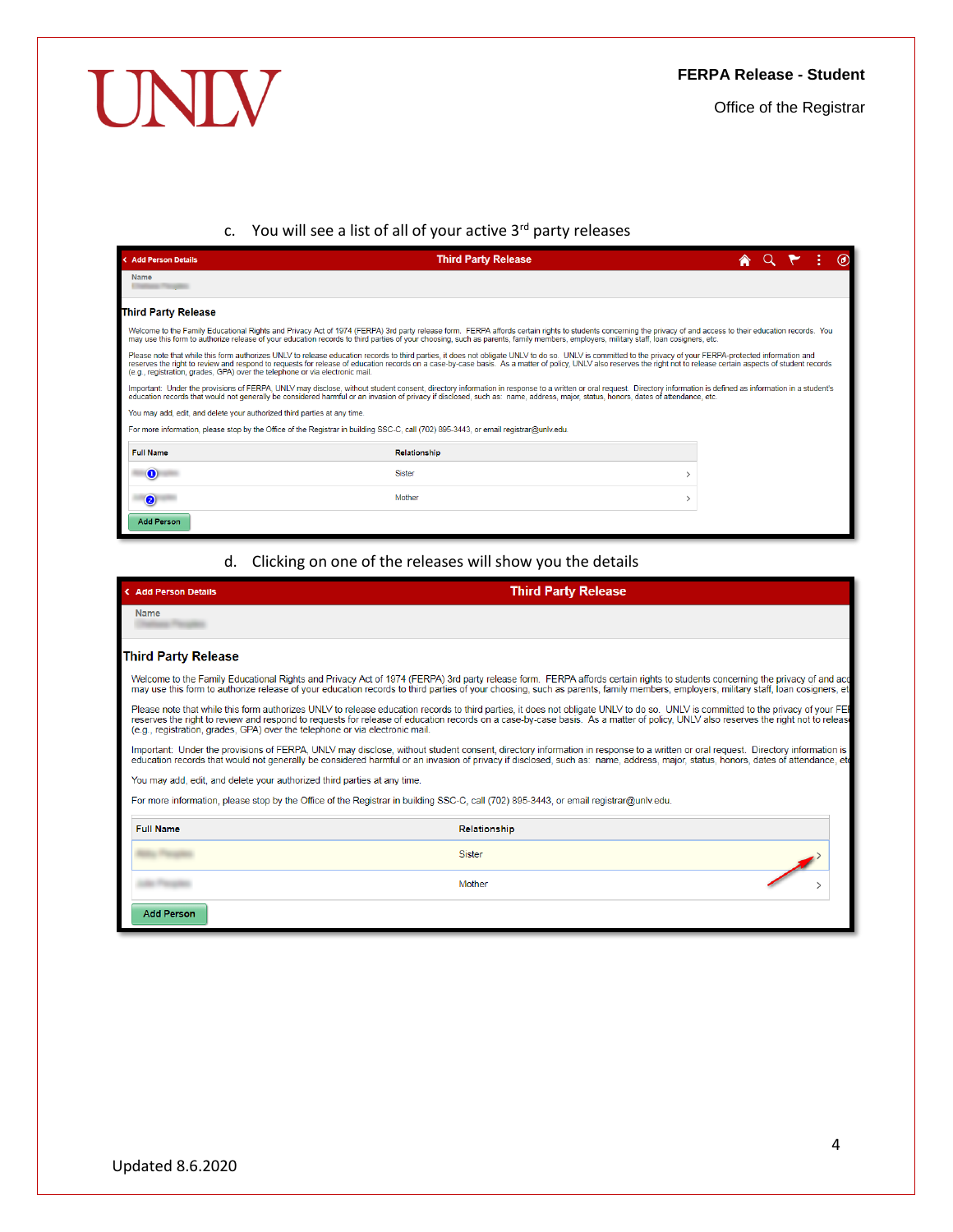c. You will see a list of all of your active 3rd party releases

Add Person Details | Third Party Release

Name

### Third Party Release

Welcome to the Family Educational Rights and Privacy Act of 1974 (FERPA) 3rd party release form. FERPA affords certain rights to students concerning the privacy of and access to their education records. You may use this form to authorize release of your education records to third parties of your choosing, such as parents, family members, employers, military staff, loan cosigners, etc.

Please note that while this form authorizes UNLV to release education records to third parties, it does not obligate UNLV to do so. UNLV is committed to the privacy of your FERPA-protected information and reserves the right to review and respond to requests for release of education records on a case-by-case basis. As a matter of policy, UNLV also reserves the right not to release certain aspects of student records (e.g., registration, grades, GPA) over the telephone or via electronic mail.

Important: Under the provisions of FERPA, UNLV may disclose, without student consent, directory information in response to a written or oral request. Directory information is defined as information in a student's education records that would not generally be considered harmful or an invasion of privacy if disclosed, such as: name, address, major, status, honors, dates of attendance, etc.

You may add, edit, and delete your authorized third parties at any time.

For more information, please stop by the Office of the Registrar in building SSC-C, call (702) 895-3443, or email registrar@unlv.edu.

| Full Name | Relationship |
|---|---|
| 1 | Sister |
| 2 | Mother |

Add Person

d. Clicking on one of the releases will show you the details

Add Person Details | Third Party Release

Name

### Third Party Release

Welcome to the Family Educational Rights and Privacy Act of 1974 (FERPA) 3rd party release form. FERPA affords certain rights to students concerning the privacy of and acc... may use this form to authorize release of your education records to third parties of your choosing, such as parents, family members, employers, military staff, loan cosigners, et...

Please note that while this form authorizes UNLV to release education records to third parties, it does not obligate UNLV to do so. UNLV is committed to the privacy of your FE... reserves the right to review and respond to requests for release of education records on a case-by-case basis. As a matter of policy, UNLV also reserves the right not to releas... (e.g., registration, grades, GPA) over the telephone or via electronic mail.

Important: Under the provisions of FERPA, UNLV may disclose, without student consent, directory information in response to a written or oral request. Directory information is... education records that would not generally be considered harmful or an invasion of privacy if disclosed, such as: name, address, major, status, honors, dates of attendance, etc...

You may add, edit, and delete your authorized third parties at any time.

For more information, please stop by the Office of the Registrar in building SSC-C, call (702) 895-3443, or email registrar@unlv.edu.

| Full Name | Relationship |
|---|---|
| | Sister |
| | Mother |

Add Person

Updated 8.6.2020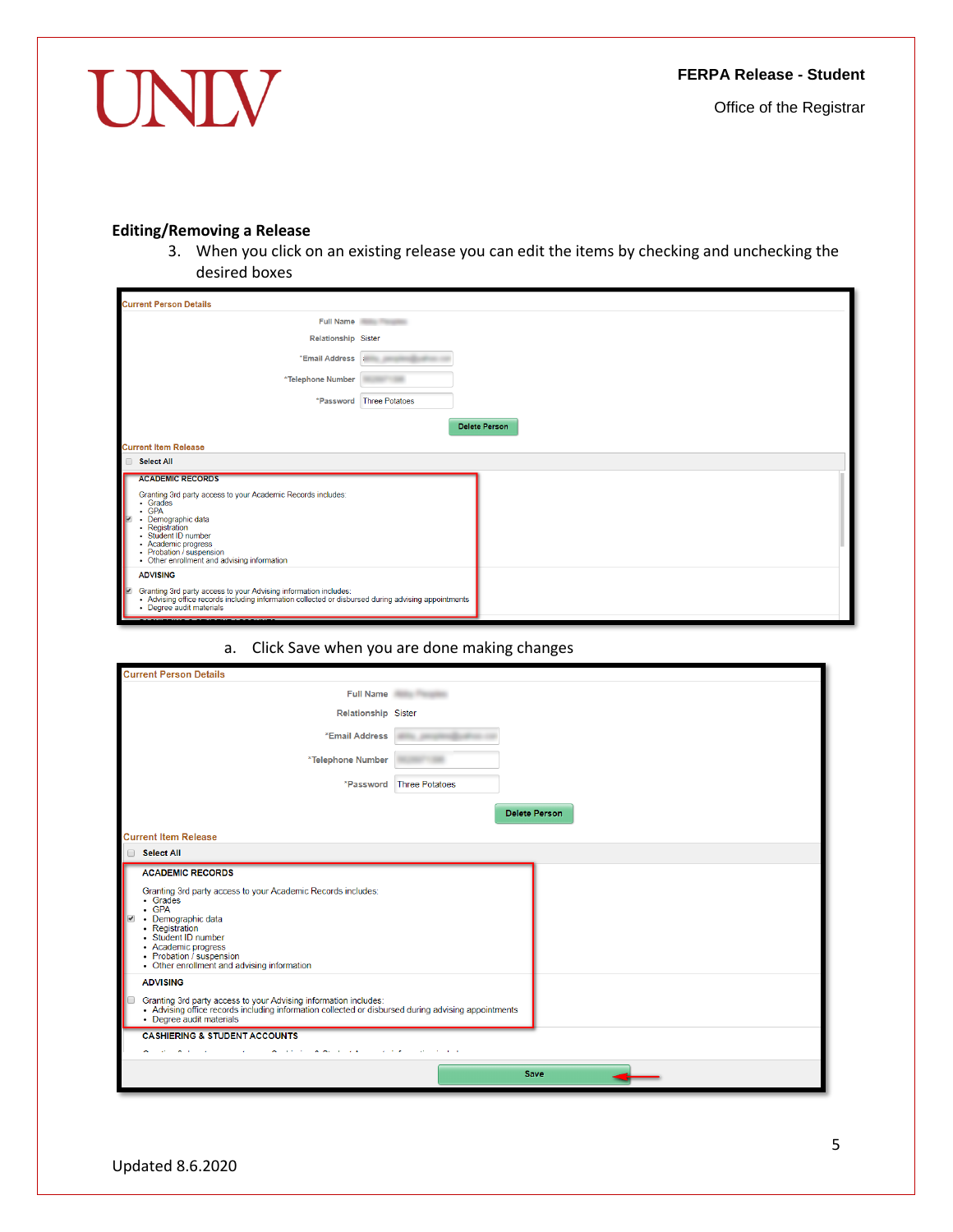## Editing/Removing a Release

3. When you click on an existing release you can edit the items by checking and unchecking the desired boxes

   a. Click Save when you are done making changes

Updated 8.6.2020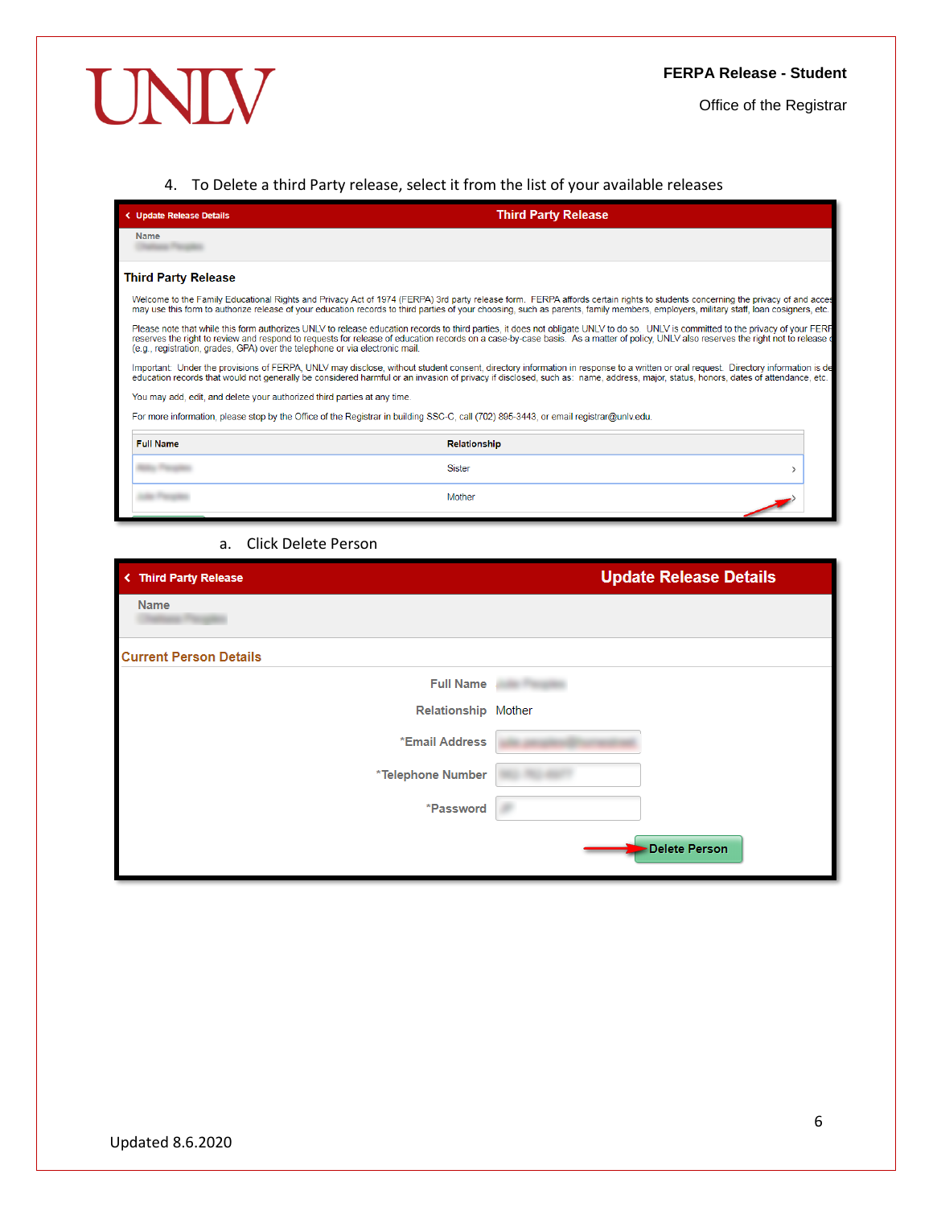4. To Delete a third Party release, select it from the list of your available releases

Update Release Details | Third Party Release

Name

### Third Party Release

Welcome to the Family Educational Rights and Privacy Act of 1974 (FERPA) 3rd party release form. FERPA affords certain rights to students concerning the privacy of and acce may use this form to authorize release of your education records to third parties of your choosing, such as parents, family members, employers, military staff, loan cosigners, etc.

Please note that while this form authorizes UNLV to release education records to third parties, it does not obligate UNLV to do so. UNLV is committed to the privacy of your FERF reserves the right to review and respond to requests for release of education records on a case-by-case basis. As a matter of policy, UNLV also reserves the right not to release (e.g., registration, grades, GPA) over the telephone or via electronic mail.

Important: Under the provisions of FERPA, UNLV may disclose, without student consent, directory information in response to a written or oral request. Directory information is de education records that would not generally be considered harmful or an invasion of privacy if disclosed, such as: name, address, major, status, honors, dates of attendance, etc.

You may add, edit, and delete your authorized third parties at any time.

For more information, please stop by the Office of the Registrar in building SSC-C, call (702) 895-3443, or email registrar@unlv.edu.

| Full Name | Relationship |
|---|---|
| | Sister |
| | Mother |

a. Click Delete Person

Third Party Release | Update Release Details

Name

**Current Person Details**

Full Name

Relationship Mother

*Email Address

*Telephone Number

*Password

Delete Person

Updated 8.6.2020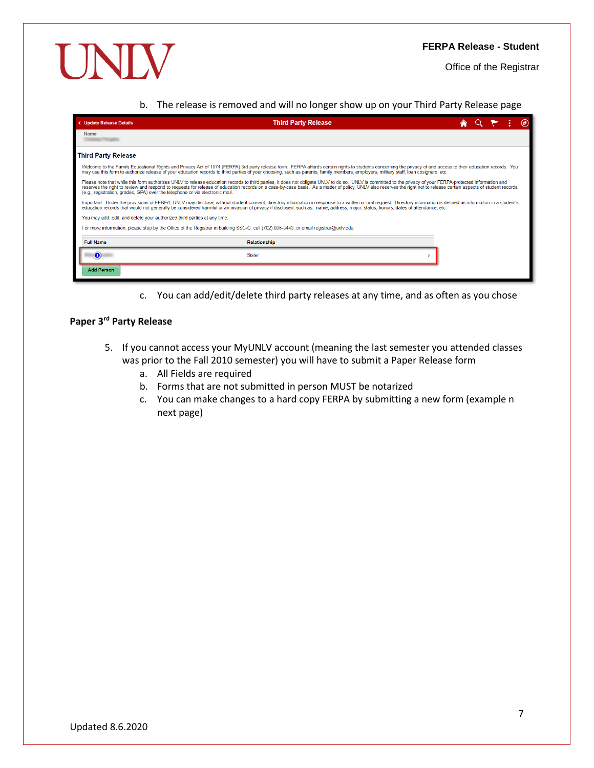b. The release is removed and will no longer show up on your Third Party Release page

c. You can add/edit/delete third party releases at any time, and as often as you chose

**Paper 3rd Party Release**

5. If you cannot access your MyUNLV account (meaning the last semester you attended classes was prior to the Fall 2010 semester) you will have to submit a Paper Release form
   a. All Fields are required
   b. Forms that are not submitted in person MUST be notarized
   c. You can make changes to a hard copy FERPA by submitting a new form (example n next page)

Updated 8.6.2020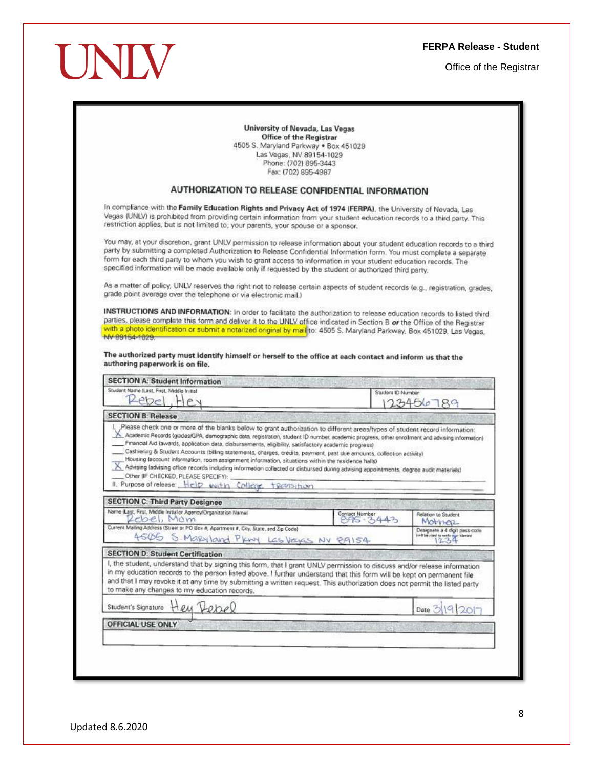# UNLV

**FERPA Release - Student**

Office of the Registrar

**University of Nevada, Las Vegas**
**Office of the Registrar**
4505 S. Maryland Parkway • Box 451029
Las Vegas, NV 89154-1029
Phone: (702) 895-3443
Fax: (702) 895-4987

## AUTHORIZATION TO RELEASE CONFIDENTIAL INFORMATION

In compliance with the **Family Education Rights and Privacy Act of 1974 (FERPA)**, the University of Nevada, Las Vegas (UNLV) is prohibited from providing certain information from your student education records to a third party. This restriction applies, but is not limited to; your parents, your spouse or a sponsor.

You may, at your discretion, grant UNLV permission to release information about your student education records to a third party by submitting a completed Authorization to Release Confidential Information form. You must complete a separate form for each third party to whom you wish to grant access to information in your student education records. The specified information will be made available only if requested by the student or authorized third party.

As a matter of policy, UNLV reserves the right not to release certain aspects of student records (e.g., registration, grades, grade point average over the telephone or via electronic mail.)

**INSTRUCTIONS AND INFORMATION:** In order to facilitate the authorization to release education records to listed third parties, please complete this form and deliver it to the UNLV office indicated in Section B ***or*** the Office of the Registrar with a photo identification or submit a notarized original by mail to: 4505 S. Maryland Parkway, Box 451029, Las Vegas, NV 89154-1029.

**The authorized party must identify himself or herself to the office at each contact and inform us that the authoring paperwork is on file.**

**SECTION A: Student Information**

| Student Name (Last, First, Middle Initial) | Student ID Number |
|---|---|
| Rebel, Hey | 123456789 |

**SECTION B: Release**

I. Please check one or more of the blanks below to grant authorization to different areas/types of student record information:

- X Academic Records (grades/GPA, demographic data, registration, student ID number, academic progress, other enrollment and advising information)
- \_\_ Financial Aid (awards, application data, disbursements, eligibility, satisfactory academic progress)
- \_\_ Cashiering & Student Accounts (billing statements, charges, credits, payment, past due amounts, collection activity)
- \_\_ Housing (account information, room assignment information, situations within the residence halls)
- X Advising (advising office records including information collected or disbursed during advising appointments, degree audit materials)
- \_\_ Other (IF CHECKED, PLEASE SPECIFY):

II. Purpose of release: Help with College transition

**SECTION C: Third Party Designee**

| Name (Last, First, Middle Initial or Agency/Organization Name) | Contact Number | Relation to Student |
|---|---|---|
| Rebel, Mom | 895-3443 | Mother |
| **Current Mailing Address (Street or PO Box #, Apartment #, City, State, and Zip Code)** | | **Designate a 4 digit pass-code** (will be used to verify your identity) |
| 4505 S. Maryland Pkwy Las Vegas NV 89154 | | 1234 |

**SECTION D: Student Certification**

I, the student, understand that by signing this form, that I grant UNLV permission to discuss and/or release information in my education records to the person listed above. I further understand that this form will be kept on permanent file and that I may revoke it at any time by submitting a written request. This authorization does not permit the listed party to make any changes to my education records.

Student's Signature: Hey Rebel    Date: 3/19/2017

**OFFICIAL USE ONLY**

Updated 8.6.2020